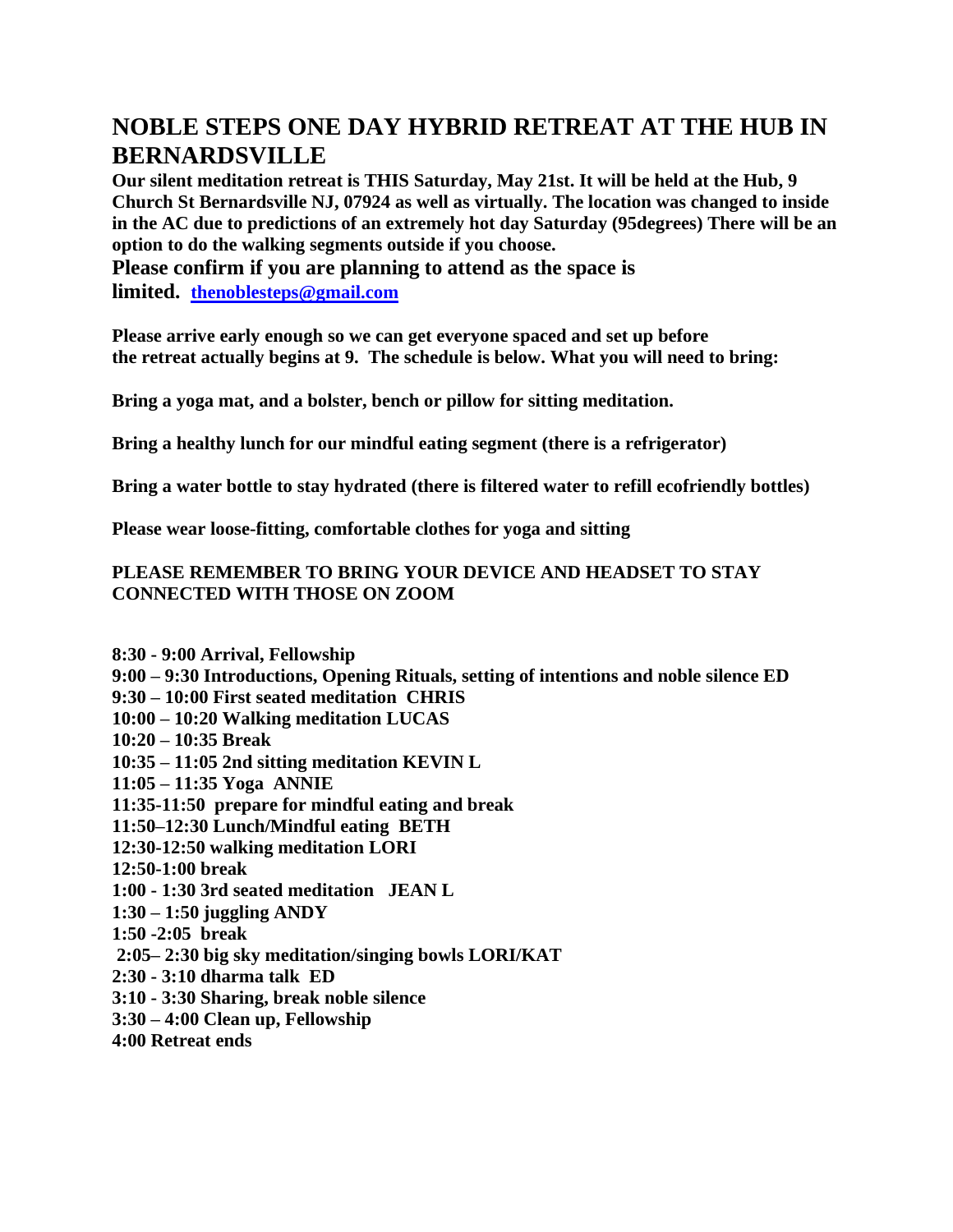# NOBLE STEPS ONE DAY HYBRID RETREAT AT THE HUB IN BERNARDSVILLE

**Our silent meditation retreat is THIS Saturday, May 21st. It will be held at the Hub, 9 Church St Bernardsville NJ, 07924 as well as virtually. The location was changed to inside in the AC due to predictions of an extremely hot day Saturday (95degrees) There will be an option to do the walking segments outside if you choose.**

**Please confirm if you are planning to attend as the space is limited.** [thenoblesteps@gmail.com](mailto:thenoblesteps@gmail.com)

**Please arrive early enough so we can get everyone spaced and set up before the retreat actually begins at 9. The schedule is below. What you will need to bring:**

**Bring a yoga mat, and a bolster, bench or pillow for sitting meditation.**

**Bring a healthy lunch for our mindful eating segment (there is a refrigerator)**

**Bring a water bottle to stay hydrated (there is filtered water to refill ecofriendly bottles)**

**Please wear loose-fitting, comfortable clothes for yoga and sitting**

**PLEASE REMEMBER TO BRING YOUR DEVICE AND HEADSET TO STAY CONNECTED WITH THOSE ON ZOOM**

**8:30 - 9:00 Arrival, Fellowship**
**9:00 – 9:30 Introductions, Opening Rituals, setting of intentions and noble silence ED**
**9:30 – 10:00 First seated meditation CHRIS**
**10:00 – 10:20 Walking meditation LUCAS**
**10:20 – 10:35 Break**
**10:35 – 11:05 2nd sitting meditation KEVIN L**
**11:05 – 11:35 Yoga ANNIE**
**11:35-11:50 prepare for mindful eating and break**
**11:50–12:30 Lunch/Mindful eating BETH**
**12:30-12:50 walking meditation LORI**
**12:50-1:00 break**
**1:00 - 1:30 3rd seated meditation JEAN L**
**1:30 – 1:50 juggling ANDY**
**1:50 -2:05 break**
**2:05– 2:30 big sky meditation/singing bowls LORI/KAT**
**2:30 - 3:10 dharma talk ED**
**3:10 - 3:30 Sharing, break noble silence**
**3:30 – 4:00 Clean up, Fellowship**
**4:00 Retreat ends**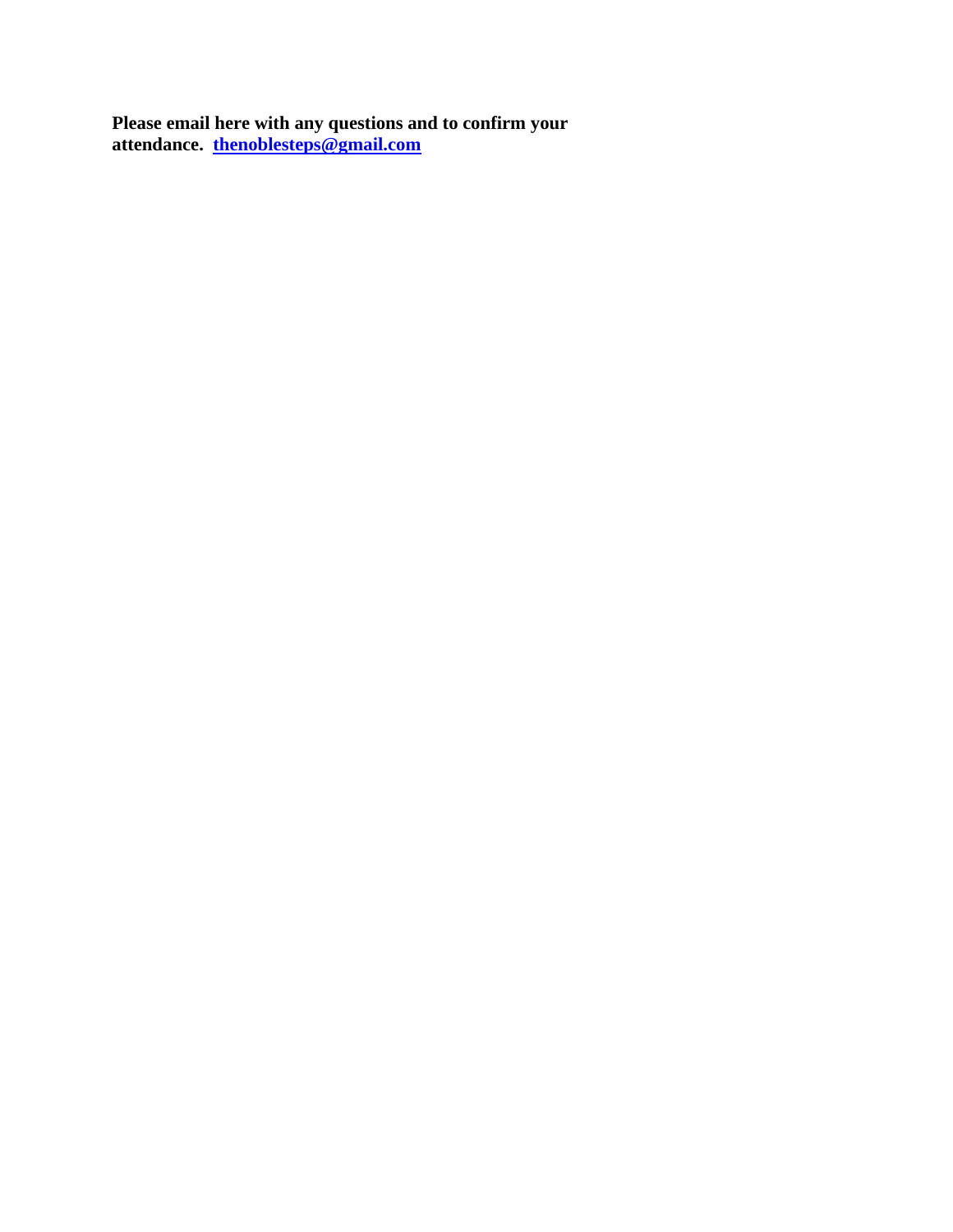**Please email here with any questions and to confirm your attendance. [thenoblesteps@gmail.com](mailto:thenoblesteps@gmail.com)**